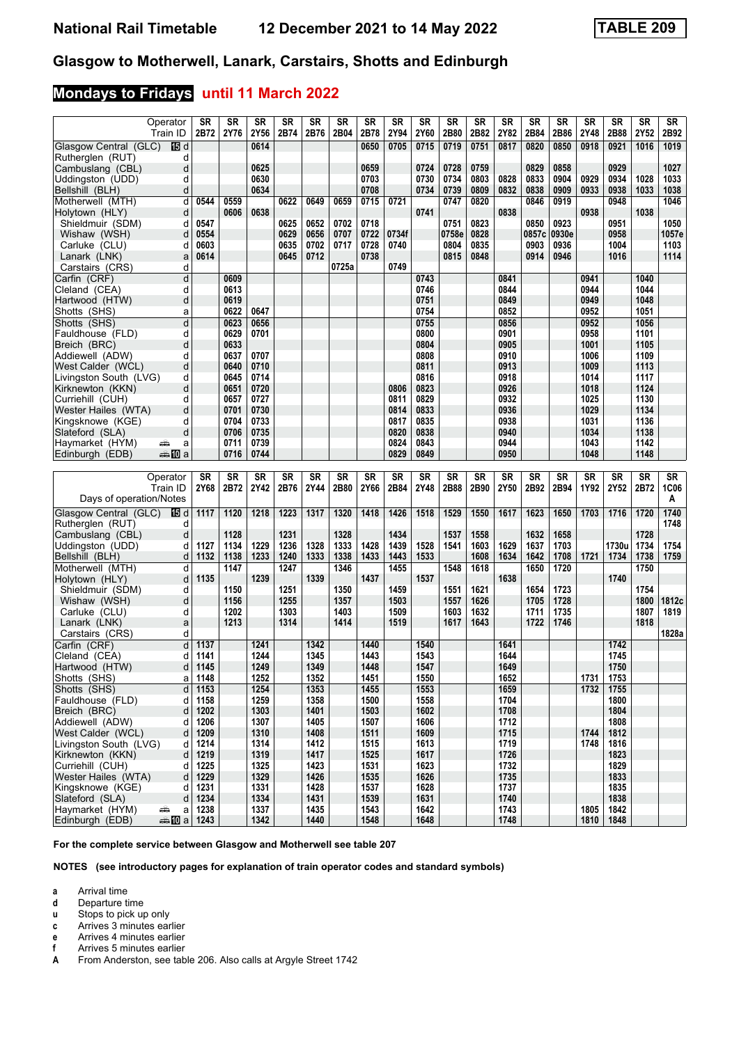# National Rail Timetable — 12 December 2021 to 14 May 2022 — TABLE 209

## Glasgow to Motherwell, Lanark, Carstairs, Shotts and Edinburgh

### **Mondays to Fridays** until 11 March 2022

| Operator | | SR | SR | SR | SR | SR | SR | SR | SR | SR | SR | SR | SR | SR | SR | SR | SR | SR | SR |
|---|---|---|---|---|---|---|---|---|---|---|---|---|---|---|---|---|---|---|---|
| Train ID | | 2B72 | 2Y76 | 2Y56 | 2B74 | 2B76 | 2B04 | 2B78 | 2Y94 | 2Y60 | 2B80 | 2B82 | 2Y82 | 2B84 | 2B86 | 2Y48 | 2B88 | 2Y52 | 2B92 |
| Glasgow Central (GLC) 15 | d | | | 0614 | | | | 0650 | 0705 | 0715 | 0719 | 0751 | 0817 | 0820 | 0850 | 0918 | 0921 | 1016 | 1019 |
| Rutherglen (RUT) | d | | | | | | | | | | | | | | | | | | |
| Cambuslang (CBL) | d | | | 0625 | | | | 0659 | | 0724 | 0728 | 0759 | | 0829 | 0858 | | 0929 | | 1027 |
| Uddingston (UDD) | d | | | 0630 | | | | 0703 | | 0730 | 0734 | 0803 | 0828 | 0833 | 0904 | 0929 | 0934 | 1028 | 1033 |
| Bellshill (BLH) | d | | | 0634 | | | | 0708 | | 0734 | 0739 | 0809 | 0832 | 0838 | 0909 | 0933 | 0938 | 1033 | 1038 |
| Motherwell (MTH) | d | 0544 | 0559 | | 0622 | 0649 | 0659 | 0715 | 0721 | | 0747 | 0820 | | 0846 | 0919 | | 0948 | | 1046 |
| Holytown (HLY) | d | | 0606 | 0638 | | | | | | 0741 | | | 0838 | | | 0938 | | 1038 | |
| Shieldmuir (SDM) | d | 0547 | | | 0625 | 0652 | 0702 | 0718 | | | 0751 | 0823 | | 0850 | 0923 | | 0951 | | 1050 |
| Wishaw (WSH) | d | 0554 | | | 0629 | 0656 | 0707 | 0722 | 0734f | | 0758e | 0828 | | 0857c | 0930e | | 0958 | | 1057e |
| Carluke (CLU) | d | 0603 | | | 0635 | 0702 | 0717 | 0728 | 0740 | | 0804 | 0835 | | 0903 | 0936 | | 1004 | | 1103 |
| Lanark (LNK) | a | 0614 | | | 0645 | 0712 | | 0738 | | | 0815 | 0848 | | 0914 | 0946 | | 1016 | | 1114 |
| Carstairs (CRS) | d | | | | | | 0725a | | 0749 | | | | | | | | | | |
| Carfin (CRF) | d | | 0609 | | | | | | | 0743 | | | 0841 | | | 0941 | | 1040 | |
| Cleland (CEA) | d | | 0613 | | | | | | | 0746 | | | 0844 | | | 0944 | | 1044 | |
| Hartwood (HTW) | d | | 0619 | | | | | | | 0751 | | | 0849 | | | 0949 | | 1048 | |
| Shotts (SHS) | a | | 0622 | 0647 | | | | | | 0754 | | | 0852 | | | 0952 | | 1051 | |
| Shotts (SHS) | d | | 0623 | 0656 | | | | | | 0755 | | | 0856 | | | 0952 | | 1056 | |
| Fauldhouse (FLD) | d | | 0629 | 0701 | | | | | | 0800 | | | 0901 | | | 0958 | | 1101 | |
| Breich (BRC) | d | | 0633 | | | | | | | 0804 | | | 0905 | | | 1001 | | 1105 | |
| Addiewell (ADW) | d | | 0637 | 0707 | | | | | | 0808 | | | 0910 | | | 1006 | | 1109 | |
| West Calder (WCL) | d | | 0640 | 0710 | | | | | | 0811 | | | 0913 | | | 1009 | | 1113 | |
| Livingston South (LVG) | d | | 0645 | 0714 | | | | | | 0816 | | | 0918 | | | 1014 | | 1117 | |
| Kirknewton (KKN) | d | | 0651 | 0720 | | | | | 0806 | 0823 | | | 0926 | | | 1018 | | 1124 | |
| Curriehill (CUH) | d | | 0657 | 0727 | | | | | 0811 | 0829 | | | 0932 | | | 1025 | | 1130 | |
| Wester Hailes (WTA) | d | | 0701 | 0730 | | | | | 0814 | 0833 | | | 0936 | | | 1029 | | 1134 | |
| Kingsknowe (KGE) | d | | 0704 | 0733 | | | | | 0817 | 0835 | | | 0938 | | | 1031 | | 1136 | |
| Slateford (SLA) | d | | 0706 | 0735 | | | | | 0820 | 0838 | | | 0940 | | | 1034 | | 1138 | |
| Haymarket (HYM) | a | | 0711 | 0739 | | | | | 0824 | 0843 | | | 0944 | | | 1043 | | 1142 | |
| Edinburgh (EDB) 10 | a | | 0716 | 0744 | | | | | 0829 | 0849 | | | 0950 | | | 1048 | | 1148 | |

| Operator | | SR | SR | SR | SR | SR | SR | SR | SR | SR | SR | SR | SR | SR | SR | SR | SR | SR | SR |
|---|---|---|---|---|---|---|---|---|---|---|---|---|---|---|---|---|---|---|---|
| Train ID | | 2Y68 | 2B72 | 2Y42 | 2B76 | 2Y44 | 2B80 | 2Y66 | 2B84 | 2Y48 | 2B88 | 2B90 | 2Y50 | 2B92 | 2B94 | 1Y92 | 2Y52 | 2B72 | 1C06 |
| Days of operation/Notes | | | | | | | | | | | | | | | | | | | A |
| Glasgow Central (GLC) 15 | d | 1117 | 1120 | 1218 | 1223 | 1317 | 1320 | 1418 | 1426 | 1518 | 1529 | 1550 | 1617 | 1623 | 1650 | 1703 | 1716 | 1720 | 1740 |
| Rutherglen (RUT) | d | | | | | | | | | | | | | | | | | | 1748 |
| Cambuslang (CBL) | d | | 1128 | | 1231 | | 1328 | | 1434 | | 1537 | 1558 | | 1632 | 1658 | | | 1728 | |
| Uddingston (UDD) | d | 1127 | 1134 | 1229 | 1236 | 1328 | 1333 | 1428 | 1439 | 1528 | 1541 | 1603 | 1629 | 1637 | 1703 | | 1730u | 1734 | 1754 |
| Bellshill (BLH) | d | 1132 | 1138 | 1233 | 1240 | 1333 | 1338 | 1433 | 1443 | 1533 | | 1608 | 1634 | 1642 | 1708 | 1721 | 1734 | 1738 | 1759 |
| Motherwell (MTH) | d | | 1147 | | 1247 | | 1346 | | 1455 | | 1548 | 1618 | | 1650 | 1720 | | | 1750 | |
| Holytown (HLY) | d | 1135 | | 1239 | | 1339 | | 1437 | | 1537 | | | 1638 | | | | 1740 | | |
| Shieldmuir (SDM) | d | | 1150 | | 1251 | | 1350 | | 1459 | | 1551 | 1621 | | 1654 | 1723 | | | 1754 | |
| Wishaw (WSH) | d | | 1156 | | 1255 | | 1357 | | 1503 | | 1557 | 1626 | | 1705 | 1728 | | | 1800 | 1812c |
| Carluke (CLU) | d | | 1202 | | 1303 | | 1403 | | 1509 | | 1603 | 1632 | | 1711 | 1735 | | | 1807 | 1819 |
| Lanark (LNK) | a | | 1213 | | 1314 | | 1414 | | 1519 | | 1617 | 1643 | | 1722 | 1746 | | | 1818 | |
| Carstairs (CRS) | d | | | | | | | | | | | | | | | | | | 1828a |
| Carfin (CRF) | d | 1137 | | 1241 | | 1342 | | 1440 | | 1540 | | | 1641 | | | | 1742 | | |
| Cleland (CEA) | d | 1141 | | 1244 | | 1345 | | 1443 | | 1543 | | | 1644 | | | | 1745 | | |
| Hartwood (HTW) | d | 1145 | | 1249 | | 1349 | | 1448 | | 1547 | | | 1649 | | | | 1750 | | |
| Shotts (SHS) | a | 1148 | | 1252 | | 1352 | | 1451 | | 1550 | | | 1652 | | | 1731 | 1753 | | |
| Shotts (SHS) | d | 1153 | | 1254 | | 1353 | | 1455 | | 1553 | | | 1659 | | | 1732 | 1755 | | |
| Fauldhouse (FLD) | d | 1158 | | 1259 | | 1358 | | 1500 | | 1558 | | | 1704 | | | | 1800 | | |
| Breich (BRC) | d | 1202 | | 1303 | | 1401 | | 1503 | | 1602 | | | 1708 | | | | 1804 | | |
| Addiewell (ADW) | d | 1206 | | 1307 | | 1405 | | 1507 | | 1606 | | | 1712 | | | | 1808 | | |
| West Calder (WCL) | d | 1209 | | 1310 | | 1408 | | 1511 | | 1609 | | | 1715 | | | 1744 | 1812 | | |
| Livingston South (LVG) | d | 1214 | | 1314 | | 1412 | | 1515 | | 1613 | | | 1719 | | | 1748 | 1816 | | |
| Kirknewton (KKN) | d | 1219 | | 1319 | | 1417 | | 1525 | | 1617 | | | 1726 | | | | 1823 | | |
| Curriehill (CUH) | d | 1225 | | 1325 | | 1423 | | 1531 | | 1623 | | | 1732 | | | | 1829 | | |
| Wester Hailes (WTA) | d | 1229 | | 1329 | | 1426 | | 1535 | | 1626 | | | 1735 | | | | 1833 | | |
| Kingsknowe (KGE) | d | 1231 | | 1331 | | 1428 | | 1537 | | 1628 | | | 1737 | | | | 1835 | | |
| Slateford (SLA) | d | 1234 | | 1334 | | 1431 | | 1539 | | 1631 | | | 1740 | | | | 1838 | | |
| Haymarket (HYM) | a | 1238 | | 1337 | | 1435 | | 1543 | | 1642 | | | 1743 | | | 1805 | 1842 | | |
| Edinburgh (EDB) 10 | a | 1243 | | 1342 | | 1440 | | 1548 | | 1648 | | | 1748 | | | 1810 | 1848 | | |

**For the complete service between Glasgow and Motherwell see table 207**

**NOTES (see introductory pages for explanation of train operator codes and standard symbols)**

- **a** Arrival time
- **d** Departure time
- **u** Stops to pick up only
- **c** Arrives 3 minutes earlier
- **e** Arrives 4 minutes earlier
- **f** Arrives 5 minutes earlier
- **A** From Anderston, see table 206. Also calls at Argyle Street 1742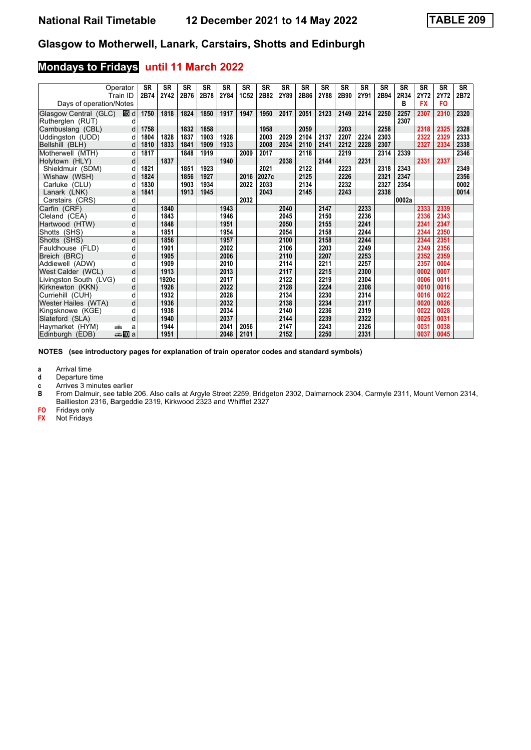# National Rail Timetable 12 December 2021 to 14 May 2022

**TABLE 209**

## Glasgow to Motherwell, Lanark, Carstairs, Shotts and Edinburgh

### Mondays to Fridays until 11 March 2022

| Operator | | SR | SR | SR | SR | SR | SR | SR | SR | SR | SR | SR | SR | SR | SR | SR | SR | SR |
|---|---|---|---|---|---|---|---|---|---|---|---|---|---|---|---|---|---|---|
| Train ID | | 2B74 | 2Y42 | 2B76 | 2B78 | 2Y84 | 1C52 | 2B82 | 2Y89 | 2B86 | 2Y88 | 2B90 | 2Y91 | 2B94 | 2R34 | 2Y72 | 2Y72 | 2B72 |
| Days of operation/Notes | | | | | | | | | | | | | | | B | FX | FO | |
| Glasgow Central (GLC) | 15 d | 1750 | 1818 | 1824 | 1850 | 1917 | 1947 | 1950 | 2017 | 2051 | 2123 | 2149 | 2214 | 2250 | 2257 | 2307 | 2310 | 2320 |
| Rutherglen (RUT) | d | | | | | | | | | | | | | | 2307 | | | |
| Cambuslang (CBL) | d | 1758 | | 1832 | 1858 | | | 1958 | | 2059 | | 2203 | | 2258 | | 2318 | 2325 | 2328 |
| Uddingston (UDD) | d | 1804 | 1828 | 1837 | 1903 | 1928 | | 2003 | 2029 | 2104 | 2137 | 2207 | 2224 | 2303 | | 2322 | 2329 | 2333 |
| Bellshill (BLH) | d | 1810 | 1833 | 1841 | 1909 | 1933 | | 2008 | 2034 | 2110 | 2141 | 2212 | 2228 | 2307 | | 2327 | 2334 | 2338 |
| Motherwell (MTH) | d | 1817 | | 1848 | 1919 | | 2009 | 2017 | | 2118 | | 2219 | | 2314 | 2339 | | | 2346 |
| Holytown (HLY) | d | | 1837 | | | 1940 | | | 2038 | | 2144 | | 2231 | | | 2331 | 2337 | |
| Shieldmuir (SDM) | d | 1821 | | 1851 | 1923 | | | 2021 | | 2122 | | 2223 | | 2318 | 2343 | | | 2349 |
| Wishaw (WSH) | d | 1824 | | 1856 | 1927 | | 2016 | 2027c | | 2125 | | 2226 | | 2321 | 2347 | | | 2356 |
| Carluke (CLU) | d | 1830 | | 1903 | 1934 | | 2022 | 2033 | | 2134 | | 2232 | | 2327 | 2354 | | | 0002 |
| Lanark (LNK) | a | 1841 | | 1913 | 1945 | | | 2043 | | 2145 | | 2243 | | 2338 | | | | 0014 |
| Carstairs (CRS) | d | | | | | | 2032 | | | | | | | | 0002a | | | |
| Carfin (CRF) | d | | 1840 | | | 1943 | | | 2040 | | 2147 | | 2233 | | | 2333 | 2339 | |
| Cleland (CEA) | d | | 1843 | | | 1946 | | | 2045 | | 2150 | | 2236 | | | 2336 | 2343 | |
| Hartwood (HTW) | d | | 1848 | | | 1951 | | | 2050 | | 2155 | | 2241 | | | 2341 | 2347 | |
| Shotts (SHS) | a | | 1851 | | | 1954 | | | 2054 | | 2158 | | 2244 | | | 2344 | 2350 | |
| Shotts (SHS) | d | | 1856 | | | 1957 | | | 2100 | | 2158 | | 2244 | | | 2344 | 2351 | |
| Fauldhouse (FLD) | d | | 1901 | | | 2002 | | | 2106 | | 2203 | | 2249 | | | 2349 | 2356 | |
| Breich (BRC) | d | | 1905 | | | 2006 | | | 2110 | | 2207 | | 2253 | | | 2352 | 2359 | |
| Addiewell (ADW) | d | | 1909 | | | 2010 | | | 2114 | | 2211 | | 2257 | | | 2357 | 0004 | |
| West Calder (WCL) | d | | 1913 | | | 2013 | | | 2117 | | 2215 | | 2300 | | | 0002 | 0007 | |
| Livingston South (LVG) | d | | 1920c | | | 2017 | | | 2122 | | 2219 | | 2304 | | | 0006 | 0011 | |
| Kirknewton (KKN) | d | | 1926 | | | 2022 | | | 2128 | | 2224 | | 2308 | | | 0010 | 0016 | |
| Curriehill (CUH) | d | | 1932 | | | 2028 | | | 2134 | | 2230 | | 2314 | | | 0016 | 0022 | |
| Wester Hailes (WTA) | d | | 1936 | | | 2032 | | | 2138 | | 2234 | | 2317 | | | 0020 | 0026 | |
| Kingsknowe (KGE) | d | | 1938 | | | 2034 | | | 2140 | | 2236 | | 2319 | | | 0022 | 0028 | |
| Slateford (SLA) | d | | 1940 | | | 2037 | | | 2144 | | 2239 | | 2322 | | | 0025 | 0031 | |
| Haymarket (HYM) | a | | 1944 | | | 2041 | 2056 | | 2147 | | 2243 | | 2326 | | | 0031 | 0038 | |
| Edinburgh (EDB) | 10 a | | 1951 | | | 2048 | 2101 | | 2152 | | 2250 | | 2331 | | | 0037 | 0045 | |

**NOTES (see introductory pages for explanation of train operator codes and standard symbols)**

- **a** Arrival time
- **d** Departure time
- **c** Arrives 3 minutes earlier
- **B** From Dalmuir, see table 206. Also calls at Argyle Street 2259, Bridgeton 2302, Dalmarnock 2304, Carmyle 2311, Mount Vernon 2314, Baillieston 2316, Bargeddie 2319, Kirkwood 2323 and Whifflet 2327
- **FO** Fridays only
- **FX** Not Fridays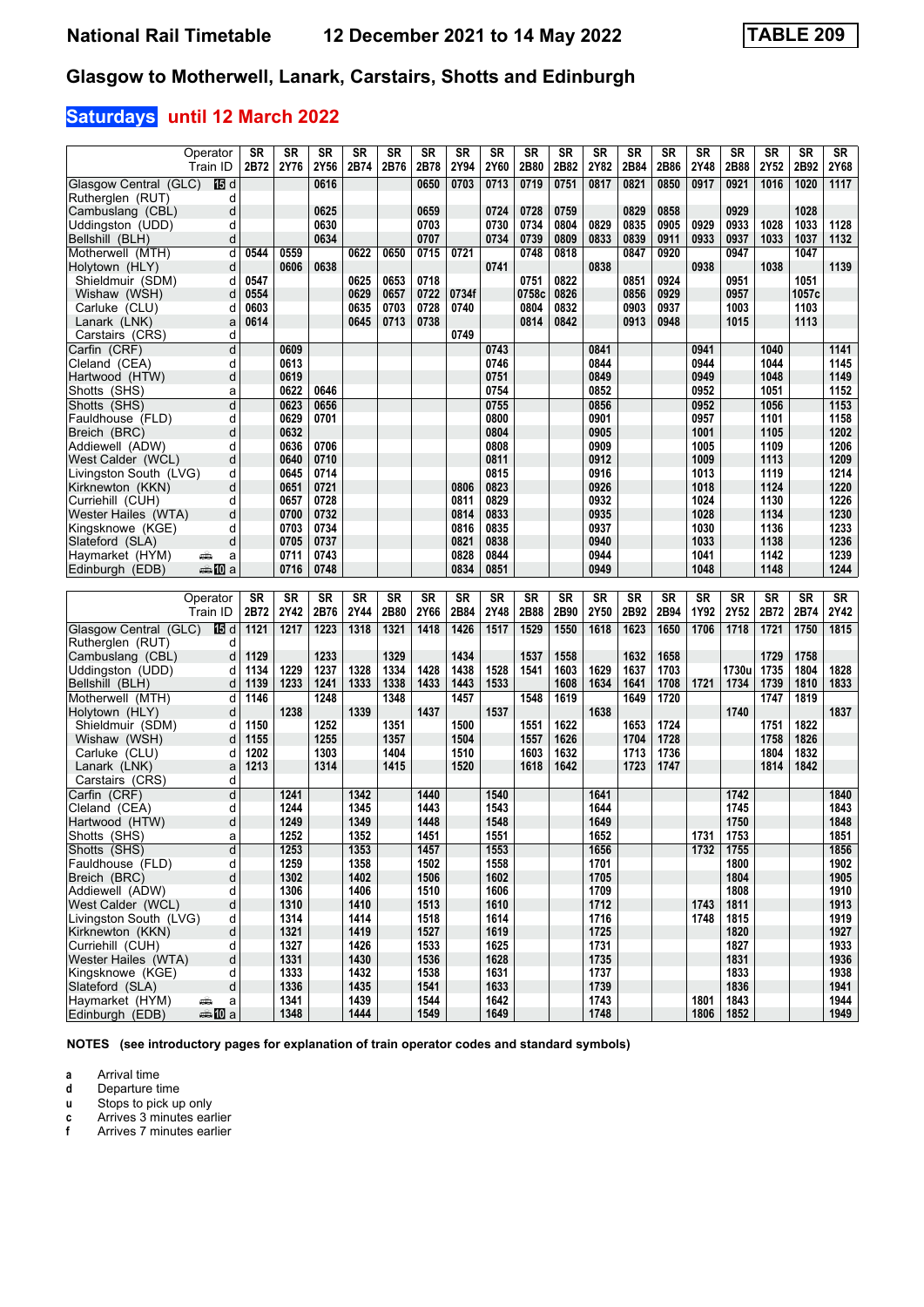# National Rail Timetable 12 December 2021 to 14 May 2022 TABLE 209

## Glasgow to Motherwell, Lanark, Carstairs, Shotts and Edinburgh

### Saturdays until 12 March 2022

| Operator | | SR | SR | SR | SR | SR | SR | SR | SR | SR | SR | SR | SR | SR | SR | SR | SR | SR | SR |
|---|---|---|---|---|---|---|---|---|---|---|---|---|---|---|---|---|---|---|---|
| Train ID | | 2B72 | 2Y76 | 2Y56 | 2B74 | 2B76 | 2B78 | 2Y94 | 2Y60 | 2B80 | 2B82 | 2Y82 | 2B84 | 2B86 | 2Y48 | 2B88 | 2Y52 | 2B92 | 2Y68 |
| Glasgow Central (GLC) 15 | d | | | 0616 | | | 0650 | 0703 | 0713 | 0719 | 0751 | 0817 | 0821 | 0850 | 0917 | 0921 | 1016 | 1020 | 1117 |
| Rutherglen (RUT) | d | | | | | | | | | | | | | | | | | | |
| Cambuslang (CBL) | d | | | 0625 | | | 0659 | | 0724 | 0728 | 0759 | | 0829 | 0858 | | 0929 | | 1028 | |
| Uddingston (UDD) | d | | | 0630 | | | 0703 | | 0730 | 0734 | 0804 | 0829 | 0835 | 0905 | 0929 | 0933 | 1028 | 1033 | 1128 |
| Bellshill (BLH) | d | | | 0634 | | | 0707 | | 0734 | 0739 | 0809 | 0833 | 0839 | 0911 | 0933 | 0937 | 1033 | 1037 | 1132 |
| Motherwell (MTH) | d | 0544 | 0559 | | 0622 | 0650 | 0715 | 0721 | | 0748 | 0818 | | 0847 | 0920 | | 0947 | | 1047 | |
| Holytown (HLY) | d | | 0606 | 0638 | | | | | 0741 | | | 0838 | | | 0938 | | 1038 | | 1139 |
| Shieldmuir (SDM) | d | 0547 | | | 0625 | 0653 | 0718 | | | 0751 | 0822 | | 0851 | 0924 | | 0951 | | 1051 | |
| Wishaw (WSH) | d | 0554 | | | 0629 | 0657 | 0722 | 0734f | | 0758c | 0826 | | 0856 | 0929 | | 0957 | | 1057c | |
| Carluke (CLU) | d | 0603 | | | 0635 | 0703 | 0728 | 0740 | | 0804 | 0832 | | 0903 | 0937 | | 1003 | | 1103 | |
| Lanark (LNK) | a | 0614 | | | 0645 | 0713 | 0738 | | | 0814 | 0842 | | 0913 | 0948 | | 1015 | | 1113 | |
| Carstairs (CRS) | d | | | | | | | 0749 | | | | | | | | | | | |
| Carfin (CRF) | d | | 0609 | | | | | | 0743 | | | 0841 | | | 0941 | | 1040 | | 1141 |
| Cleland (CEA) | d | | 0613 | | | | | | 0746 | | | 0844 | | | 0944 | | 1044 | | 1145 |
| Hartwood (HTW) | d | | 0619 | | | | | | 0751 | | | 0849 | | | 0949 | | 1048 | | 1149 |
| Shotts (SHS) | a | | 0622 | 0646 | | | | | 0754 | | | 0852 | | | 0952 | | 1051 | | 1152 |
| Shotts (SHS) | d | | 0623 | 0656 | | | | | 0755 | | | 0856 | | | 0952 | | 1056 | | 1153 |
| Fauldhouse (FLD) | d | | 0629 | 0701 | | | | | 0800 | | | 0901 | | | 0957 | | 1101 | | 1158 |
| Breich (BRC) | d | | 0632 | | | | | | 0804 | | | 0905 | | | 1001 | | 1105 | | 1202 |
| Addiewell (ADW) | d | | 0636 | 0706 | | | | | 0808 | | | 0909 | | | 1005 | | 1109 | | 1206 |
| West Calder (WCL) | d | | 0640 | 0710 | | | | | 0811 | | | 0912 | | | 1009 | | 1113 | | 1209 |
| Livingston South (LVG) | d | | 0645 | 0714 | | | | | 0815 | | | 0916 | | | 1013 | | 1119 | | 1214 |
| Kirknewton (KKN) | d | | 0651 | 0721 | | | | 0806 | 0823 | | | 0926 | | | 1018 | | 1124 | | 1220 |
| Curriehill (CUH) | d | | 0657 | 0728 | | | | 0811 | 0829 | | | 0932 | | | 1024 | | 1130 | | 1226 |
| Wester Hailes (WTA) | d | | 0700 | 0732 | | | | 0814 | 0833 | | | 0935 | | | 1028 | | 1134 | | 1230 |
| Kingsknowe (KGE) | d | | 0703 | 0734 | | | | 0816 | 0835 | | | 0937 | | | 1030 | | 1136 | | 1233 |
| Slateford (SLA) | d | | 0705 | 0737 | | | | 0821 | 0838 | | | 0940 | | | 1033 | | 1138 | | 1236 |
| Haymarket (HYM) | a | | 0711 | 0743 | | | | 0828 | 0844 | | | 0944 | | | 1041 | | 1142 | | 1239 |
| Edinburgh (EDB) 10 | a | | 0716 | 0748 | | | | 0834 | 0851 | | | 0949 | | | 1048 | | 1148 | | 1244 |

| Operator | | SR | SR | SR | SR | SR | SR | SR | SR | SR | SR | SR | SR | SR | SR | SR | SR | SR | SR |
|---|---|---|---|---|---|---|---|---|---|---|---|---|---|---|---|---|---|---|---|
| Train ID | | 2B72 | 2Y42 | 2B76 | 2Y44 | 2B80 | 2Y66 | 2B84 | 2Y48 | 2B88 | 2B90 | 2Y50 | 2B92 | 2B94 | 1Y92 | 2Y52 | 2B72 | 2B74 | 2Y42 |
| Glasgow Central (GLC) 15 | d | 1121 | 1217 | 1223 | 1318 | 1321 | 1418 | 1426 | 1517 | 1529 | 1550 | 1618 | 1623 | 1650 | 1706 | 1718 | 1721 | 1750 | 1815 |
| Rutherglen (RUT) | d | | | | | | | | | | | | | | | | | | |
| Cambuslang (CBL) | d | 1129 | | 1233 | | 1329 | | 1434 | | 1537 | 1558 | | 1632 | 1658 | | | 1729 | 1758 | |
| Uddingston (UDD) | d | 1134 | 1229 | 1237 | 1328 | 1334 | 1428 | 1438 | 1528 | 1541 | 1603 | 1629 | 1637 | 1703 | | 1730u | 1735 | 1804 | 1828 |
| Bellshill (BLH) | d | 1139 | 1233 | 1241 | 1333 | 1338 | 1433 | 1443 | 1533 | | 1608 | 1634 | 1641 | 1708 | 1721 | 1734 | 1739 | 1810 | 1833 |
| Motherwell (MTH) | d | 1146 | | 1248 | | 1348 | | 1457 | | 1548 | 1619 | | 1649 | 1720 | | | 1747 | 1819 | |
| Holytown (HLY) | d | | 1238 | | 1339 | | 1437 | | 1537 | | | 1638 | | | | 1740 | | | 1837 |
| Shieldmuir (SDM) | d | 1150 | | 1252 | | 1351 | | 1500 | | 1551 | 1622 | | 1653 | 1724 | | | 1751 | 1822 | |
| Wishaw (WSH) | d | 1155 | | 1255 | | 1357 | | 1504 | | 1557 | 1626 | | 1704 | 1728 | | | 1758 | 1826 | |
| Carluke (CLU) | d | 1202 | | 1303 | | 1404 | | 1510 | | 1603 | 1632 | | 1713 | 1736 | | | 1804 | 1832 | |
| Lanark (LNK) | a | 1213 | | 1314 | | 1415 | | 1520 | | 1618 | 1642 | | 1723 | 1747 | | | 1814 | 1842 | |
| Carstairs (CRS) | d | | | | | | | | | | | | | | | | | | |
| Carfin (CRF) | d | | 1241 | | 1342 | | 1440 | | 1540 | | | 1641 | | | | 1742 | | | 1840 |
| Cleland (CEA) | d | | 1244 | | 1345 | | 1443 | | 1543 | | | 1644 | | | | 1745 | | | 1843 |
| Hartwood (HTW) | d | | 1249 | | 1349 | | 1448 | | 1548 | | | 1649 | | | | 1750 | | | 1848 |
| Shotts (SHS) | a | | 1252 | | 1352 | | 1451 | | 1551 | | | 1652 | | | 1731 | 1753 | | | 1851 |
| Shotts (SHS) | d | | 1253 | | 1353 | | 1457 | | 1553 | | | 1656 | | | 1732 | 1755 | | | 1856 |
| Fauldhouse (FLD) | d | | 1259 | | 1358 | | 1502 | | 1558 | | | 1701 | | | | 1800 | | | 1902 |
| Breich (BRC) | d | | 1302 | | 1402 | | 1506 | | 1602 | | | 1705 | | | | 1804 | | | 1905 |
| Addiewell (ADW) | d | | 1306 | | 1406 | | 1510 | | 1606 | | | 1709 | | | | 1808 | | | 1910 |
| West Calder (WCL) | d | | 1310 | | 1410 | | 1513 | | 1610 | | | 1712 | | | 1743 | 1811 | | | 1913 |
| Livingston South (LVG) | d | | 1314 | | 1414 | | 1518 | | 1614 | | | 1716 | | | 1748 | 1815 | | | 1919 |
| Kirknewton (KKN) | d | | 1321 | | 1419 | | 1527 | | 1619 | | | 1725 | | | | 1820 | | | 1927 |
| Curriehill (CUH) | d | | 1327 | | 1426 | | 1533 | | 1625 | | | 1731 | | | | 1827 | | | 1933 |
| Wester Hailes (WTA) | d | | 1331 | | 1430 | | 1536 | | 1628 | | | 1735 | | | | 1831 | | | 1936 |
| Kingsknowe (KGE) | d | | 1333 | | 1432 | | 1538 | | 1631 | | | 1737 | | | | 1833 | | | 1938 |
| Slateford (SLA) | d | | 1336 | | 1435 | | 1541 | | 1633 | | | 1739 | | | | 1836 | | | 1941 |
| Haymarket (HYM) | a | | 1341 | | 1439 | | 1544 | | 1642 | | | 1743 | | | 1801 | 1843 | | | 1944 |
| Edinburgh (EDB) 10 | a | | 1348 | | 1444 | | 1549 | | 1649 | | | 1748 | | | 1806 | 1852 | | | 1949 |

**NOTES (see introductory pages for explanation of train operator codes and standard symbols)**

- **a** Arrival time
- **d** Departure time
- **u** Stops to pick up only
- **c** Arrives 3 minutes earlier
- **f** Arrives 7 minutes earlier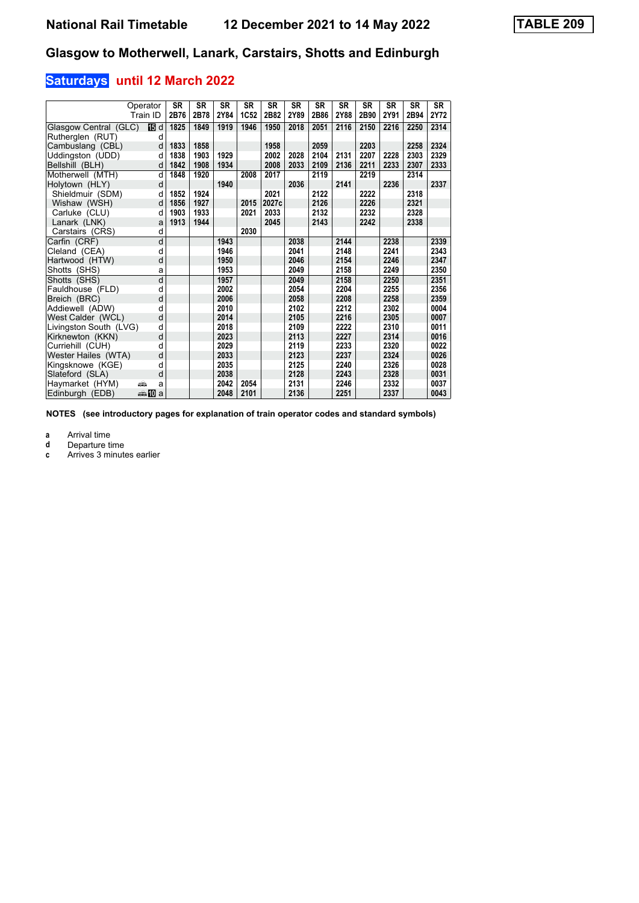# National Rail Timetable    12 December 2021 to 14 May 2022    TABLE 209

## Glasgow to Motherwell, Lanark, Carstairs, Shotts and Edinburgh

### Saturdays until 12 March 2022

| Operator | | SR | SR | SR | SR | SR | SR | SR | SR | SR | SR | SR | SR |
|---|---|---|---|---|---|---|---|---|---|---|---|---|---|
| Train ID | | 2B76 | 2B78 | 2Y84 | 1C52 | 2B82 | 2Y89 | 2B86 | 2Y88 | 2B90 | 2Y91 | 2B94 | 2Y72 |
| Glasgow Central (GLC) | 15 d | 1825 | 1849 | 1919 | 1946 | 1950 | 2018 | 2051 | 2116 | 2150 | 2216 | 2250 | 2314 |
| Rutherglen (RUT) | d | | | | | | | | | | | | |
| Cambuslang (CBL) | d | 1833 | 1858 | | | 1958 | | 2059 | | 2203 | | 2258 | 2324 |
| Uddingston (UDD) | d | 1838 | 1903 | 1929 | | 2002 | 2028 | 2104 | 2131 | 2207 | 2228 | 2303 | 2329 |
| Bellshill (BLH) | d | 1842 | 1908 | 1934 | | 2008 | 2033 | 2109 | 2136 | 2211 | 2233 | 2307 | 2333 |
| Motherwell (MTH) | d | 1848 | 1920 | | 2008 | 2017 | | 2119 | | 2219 | | 2314 | |
| Holytown (HLY) | d | | | 1940 | | | 2036 | | 2141 | | 2236 | | 2337 |
| Shieldmuir (SDM) | d | 1852 | 1924 | | | 2021 | | 2122 | | 2222 | | 2318 | |
| Wishaw (WSH) | d | 1856 | 1927 | | 2015 | 2027c | | 2126 | | 2226 | | 2321 | |
| Carluke (CLU) | d | 1903 | 1933 | | 2021 | 2033 | | 2132 | | 2232 | | 2328 | |
| Lanark (LNK) | a | 1913 | 1944 | | | 2045 | | 2143 | | 2242 | | 2338 | |
| Carstairs (CRS) | d | | | | 2030 | | | | | | | | |
| Carfin (CRF) | d | | | 1943 | | | 2038 | | 2144 | | 2238 | | 2339 |
| Cleland (CEA) | d | | | 1946 | | | 2041 | | 2148 | | 2241 | | 2343 |
| Hartwood (HTW) | d | | | 1950 | | | 2046 | | 2154 | | 2246 | | 2347 |
| Shotts (SHS) | a | | | 1953 | | | 2049 | | 2158 | | 2249 | | 2350 |
| Shotts (SHS) | d | | | 1957 | | | 2049 | | 2158 | | 2250 | | 2351 |
| Fauldhouse (FLD) | d | | | 2002 | | | 2054 | | 2204 | | 2255 | | 2356 |
| Breich (BRC) | d | | | 2006 | | | 2058 | | 2208 | | 2258 | | 2359 |
| Addiewell (ADW) | d | | | 2010 | | | 2102 | | 2212 | | 2302 | | 0004 |
| West Calder (WCL) | d | | | 2014 | | | 2105 | | 2216 | | 2305 | | 0007 |
| Livingston South (LVG) | d | | | 2018 | | | 2109 | | 2222 | | 2310 | | 0011 |
| Kirknewton (KKN) | d | | | 2023 | | | 2113 | | 2227 | | 2314 | | 0016 |
| Curriehill (CUH) | d | | | 2029 | | | 2119 | | 2233 | | 2320 | | 0022 |
| Wester Hailes (WTA) | d | | | 2033 | | | 2123 | | 2237 | | 2324 | | 0026 |
| Kingsknowe (KGE) | d | | | 2035 | | | 2125 | | 2240 | | 2326 | | 0028 |
| Slateford (SLA) | d | | | 2038 | | | 2128 | | 2243 | | 2328 | | 0031 |
| Haymarket (HYM) | a | | | 2042 | 2054 | | 2131 | | 2246 | | 2332 | | 0037 |
| Edinburgh (EDB) | 10 a | | | 2048 | 2101 | | 2136 | | 2251 | | 2337 | | 0043 |

**NOTES (see introductory pages for explanation of train operator codes and standard symbols)**

- **a** Arrival time
- **d** Departure time
- **c** Arrives 3 minutes earlier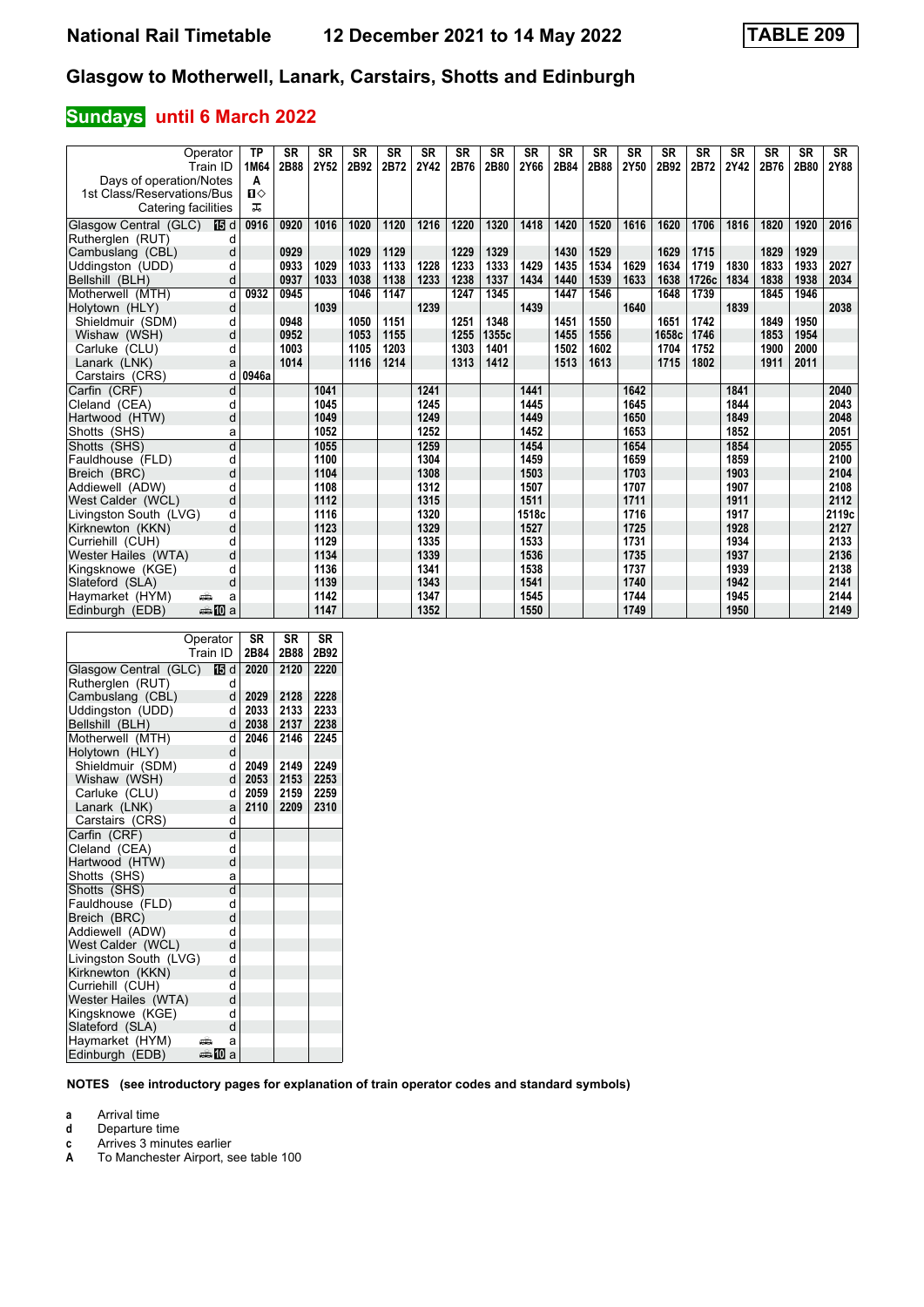# National Rail Timetable 12 December 2021 to 14 May 2022 TABLE 209

## Glasgow to Motherwell, Lanark, Carstairs, Shotts and Edinburgh

### Sundays until 6 March 2022

| Operator | | TP | SR | SR | SR | SR | SR | SR | SR | SR | SR | SR | SR | SR | SR | SR | SR | SR | SR |
|---|---|---|---|---|---|---|---|---|---|---|---|---|---|---|---|---|---|---|---|
| Train ID | | 1M64 | 2B88 | 2Y52 | 2B92 | 2B72 | 2Y42 | 2B76 | 2B80 | 2Y66 | 2B84 | 2B88 | 2Y50 | 2B92 | 2B72 | 2Y42 | 2B76 | 2B80 | 2Y88 |
| Days of operation/Notes | | A | | | | | | | | | | | | | | | | | |
| 1st Class/Reservations/Bus | | ■◇ | | | | | | | | | | | | | | | | | |
| Catering facilities | | ⌶ | | | | | | | | | | | | | | | | | |
| Glasgow Central (GLC) 15 | d | 0916 | 0920 | 1016 | 1020 | 1120 | 1216 | 1220 | 1320 | 1418 | 1420 | 1520 | 1616 | 1620 | 1706 | 1816 | 1820 | 1920 | 2016 |
| Rutherglen (RUT) | d | | | | | | | | | | | | | | | | | | |
| Cambuslang (CBL) | d | | 0929 | | 1029 | 1129 | | 1229 | 1329 | | 1430 | 1529 | | 1629 | 1715 | | 1829 | 1929 | |
| Uddingston (UDD) | d | | 0933 | 1029 | 1033 | 1133 | 1228 | 1233 | 1333 | 1429 | 1435 | 1534 | 1629 | 1634 | 1719 | 1830 | 1833 | 1933 | 2027 |
| Bellshill (BLH) | d | | 0937 | 1033 | 1038 | 1138 | 1233 | 1238 | 1337 | 1434 | 1440 | 1539 | 1633 | 1638 | 1726c | 1834 | 1838 | 1938 | 2034 |
| Motherwell (MTH) | d | 0932 | 0945 | | 1046 | 1147 | | 1247 | 1345 | | 1447 | 1546 | | 1648 | 1739 | | 1845 | 1946 | |
| Holytown (HLY) | d | | | 1039 | | | 1239 | | | 1439 | | | 1640 | | | 1839 | | | 2038 |
| Shieldmuir (SDM) | d | | 0948 | | 1050 | 1151 | | 1251 | 1348 | | 1451 | 1550 | | 1651 | 1742 | | 1849 | 1950 | |
| Wishaw (WSH) | d | | 0952 | | 1053 | 1155 | | 1255 | 1355c | | 1455 | 1556 | | 1658c | 1746 | | 1853 | 1954 | |
| Carluke (CLU) | d | | 1003 | | 1105 | 1203 | | 1303 | 1401 | | 1502 | 1602 | | 1704 | 1752 | | 1900 | 2000 | |
| Lanark (LNK) | a | | 1014 | | 1116 | 1214 | | 1313 | 1412 | | 1513 | 1613 | | 1715 | 1802 | | 1911 | 2011 | |
| Carstairs (CRS) | d | 0946a | | | | | | | | | | | | | | | | | |
| Carfin (CRF) | d | | | 1041 | | | 1241 | | | 1441 | | | 1642 | | | 1841 | | | 2040 |
| Cleland (CEA) | d | | | 1045 | | | 1245 | | | 1445 | | | 1645 | | | 1844 | | | 2043 |
| Hartwood (HTW) | d | | | 1049 | | | 1249 | | | 1449 | | | 1650 | | | 1849 | | | 2048 |
| Shotts (SHS) | a | | | 1052 | | | 1252 | | | 1452 | | | 1653 | | | 1852 | | | 2051 |
| Shotts (SHS) | d | | | 1055 | | | 1259 | | | 1454 | | | 1654 | | | 1854 | | | 2055 |
| Fauldhouse (FLD) | d | | | 1100 | | | 1304 | | | 1459 | | | 1659 | | | 1859 | | | 2100 |
| Breich (BRC) | d | | | 1104 | | | 1308 | | | 1503 | | | 1703 | | | 1903 | | | 2104 |
| Addiewell (ADW) | d | | | 1108 | | | 1312 | | | 1507 | | | 1707 | | | 1907 | | | 2108 |
| West Calder (WCL) | d | | | 1112 | | | 1315 | | | 1511 | | | 1711 | | | 1911 | | | 2112 |
| Livingston South (LVG) | d | | | 1116 | | | 1320 | | | 1518c | | | 1716 | | | 1917 | | | 2119c |
| Kirknewton (KKN) | d | | | 1123 | | | 1329 | | | 1527 | | | 1725 | | | 1928 | | | 2127 |
| Curriehill (CUH) | d | | | 1129 | | | 1335 | | | 1533 | | | 1731 | | | 1934 | | | 2133 |
| Wester Hailes (WTA) | d | | | 1134 | | | 1339 | | | 1536 | | | 1735 | | | 1937 | | | 2136 |
| Kingsknowe (KGE) | d | | | 1136 | | | 1341 | | | 1538 | | | 1737 | | | 1939 | | | 2138 |
| Slateford (SLA) | d | | | 1139 | | | 1343 | | | 1541 | | | 1740 | | | 1942 | | | 2141 |
| Haymarket (HYM) 🚌 | a | | | 1142 | | | 1347 | | | 1545 | | | 1744 | | | 1945 | | | 2144 |
| Edinburgh (EDB) 🚌 10 | a | | | 1147 | | | 1352 | | | 1550 | | | 1749 | | | 1950 | | | 2149 |

| Operator | | SR | SR | SR |
|---|---|---|---|---|
| Train ID | | 2B84 | 2B88 | 2B92 |
| Glasgow Central (GLC) 15 | d | 2020 | 2120 | 2220 |
| Rutherglen (RUT) | d | | | |
| Cambuslang (CBL) | d | 2029 | 2128 | 2228 |
| Uddingston (UDD) | d | 2033 | 2133 | 2233 |
| Bellshill (BLH) | d | 2038 | 2137 | 2238 |
| Motherwell (MTH) | d | 2046 | 2146 | 2245 |
| Holytown (HLY) | d | | | |
| Shieldmuir (SDM) | d | 2049 | 2149 | 2249 |
| Wishaw (WSH) | d | 2053 | 2153 | 2253 |
| Carluke (CLU) | d | 2059 | 2159 | 2259 |
| Lanark (LNK) | a | 2110 | 2209 | 2310 |
| Carstairs (CRS) | d | | | |
| Carfin (CRF) | d | | | |
| Cleland (CEA) | d | | | |
| Hartwood (HTW) | d | | | |
| Shotts (SHS) | a | | | |
| Shotts (SHS) | d | | | |
| Fauldhouse (FLD) | d | | | |
| Breich (BRC) | d | | | |
| Addiewell (ADW) | d | | | |
| West Calder (WCL) | d | | | |
| Livingston South (LVG) | d | | | |
| Kirknewton (KKN) | d | | | |
| Curriehill (CUH) | d | | | |
| Wester Hailes (WTA) | d | | | |
| Kingsknowe (KGE) | d | | | |
| Slateford (SLA) | d | | | |
| Haymarket (HYM) 🚌 | a | | | |
| Edinburgh (EDB) 🚌 10 | a | | | |

**NOTES (see introductory pages for explanation of train operator codes and standard symbols)**

- **a** Arrival time
- **d** Departure time
- **c** Arrives 3 minutes earlier
- **A** To Manchester Airport, see table 100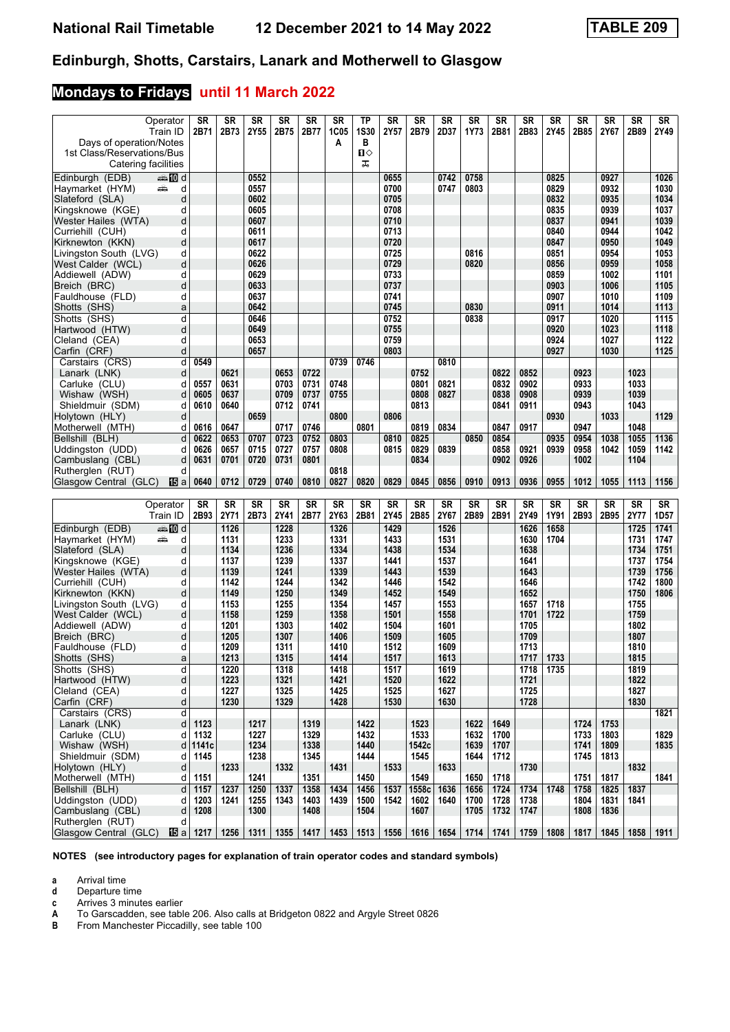# National Rail Timetable — 12 December 2021 to 14 May 2022 — TABLE 209

## Edinburgh, Shotts, Carstairs, Lanark and Motherwell to Glasgow

### Mondays to Fridays until 11 March 2022

| Operator | | SR | SR | SR | SR | SR | SR | TP | SR | SR | SR | SR | SR | SR | SR | SR | SR | SR | SR |
|---|---|---|---|---|---|---|---|---|---|---|---|---|---|---|---|---|---|---|---|
| Train ID | | 2B71 | 2B73 | 2Y55 | 2B75 | 2B77 | 1C05 | 1S30 | 2Y57 | 2B79 | 2D37 | 1Y73 | 2B81 | 2B83 | 2Y45 | 2B85 | 2Y67 | 2B89 | 2Y49 |
| Days of operation/Notes | | | | | | | A | B | | | | | | | | | | | |
| 1st Class/Reservations/Bus | | | | | | | | 1◇ | | | | | | | | | | | |
| Catering facilities | | | | | | | | ⊼ | | | | | | | | | | | |
| Edinburgh (EDB) 🚌 10 | d | | | 0552 | | | | | 0655 | | 0742 | 0758 | | | 0825 | | 0927 | | 1026 |
| Haymarket (HYM) 🚌 | d | | | 0557 | | | | | 0700 | | 0747 | 0803 | | | 0829 | | 0932 | | 1030 |
| Slateford (SLA) | d | | | 0602 | | | | | 0705 | | | | | | 0832 | | 0935 | | 1034 |
| Kingsknowe (KGE) | d | | | 0605 | | | | | 0708 | | | | | | 0835 | | 0939 | | 1037 |
| Wester Hailes (WTA) | d | | | 0607 | | | | | 0710 | | | | | | 0837 | | 0941 | | 1039 |
| Curriehill (CUH) | d | | | 0611 | | | | | 0713 | | | | | | 0840 | | 0944 | | 1042 |
| Kirknewton (KKN) | d | | | 0617 | | | | | 0720 | | | | | | 0847 | | 0950 | | 1049 |
| Livingston South (LVG) | d | | | 0622 | | | | | 0725 | | | 0816 | | | 0851 | | 0954 | | 1053 |
| West Calder (WCL) | d | | | 0626 | | | | | 0729 | | | 0820 | | | 0856 | | 0959 | | 1058 |
| Addiewell (ADW) | d | | | 0629 | | | | | 0733 | | | | | | 0859 | | 1002 | | 1101 |
| Breich (BRC) | d | | | 0633 | | | | | 0737 | | | | | | 0903 | | 1006 | | 1105 |
| Fauldhouse (FLD) | d | | | 0637 | | | | | 0741 | | | | | | 0907 | | 1010 | | 1109 |
| Shotts (SHS) | a | | | 0642 | | | | | 0745 | | | 0830 | | | 0911 | | 1014 | | 1113 |
| Shotts (SHS) | d | | | 0646 | | | | | 0752 | | | 0838 | | | 0917 | | 1020 | | 1115 |
| Hartwood (HTW) | d | | | 0649 | | | | | 0755 | | | | | | 0920 | | 1023 | | 1118 |
| Cleland (CEA) | d | | | 0653 | | | | | 0759 | | | | | | 0924 | | 1027 | | 1122 |
| Carfin (CRF) | d | | | 0657 | | | | | 0803 | | | | | | 0927 | | 1030 | | 1125 |
| Carstairs (CRS) | d | 0549 | | | | | 0739 | 0746 | | | 0810 | | | | | | | | |
| Lanark (LNK) | d | | 0621 | | 0653 | 0722 | | | | 0752 | | | 0822 | 0852 | | 0923 | | 1023 | |
| Carluke (CLU) | d | 0557 | 0631 | | 0703 | 0731 | 0748 | | | 0801 | 0821 | | 0832 | 0902 | | 0933 | | 1033 | |
| Wishaw (WSH) | d | 0605 | 0637 | | 0709 | 0737 | 0755 | | | 0808 | 0827 | | 0838 | 0908 | | 0939 | | 1039 | |
| Shieldmuir (SDM) | d | 0610 | 0640 | | 0712 | 0741 | | | | 0813 | | | 0841 | 0911 | | 0943 | | 1043 | |
| Holytown (HLY) | d | | | 0659 | | | 0800 | | 0806 | | | | | | 0930 | | 1033 | | 1129 |
| Motherwell (MTH) | d | 0616 | 0647 | | 0717 | 0746 | | 0801 | | 0819 | 0834 | | 0847 | 0917 | | 0947 | | 1048 | |
| Bellshill (BLH) | d | 0622 | 0653 | 0707 | 0723 | 0752 | 0803 | | 0810 | 0825 | | 0850 | 0854 | | 0935 | 0954 | 1038 | 1055 | 1136 |
| Uddingston (UDD) | d | 0626 | 0657 | 0715 | 0727 | 0757 | 0808 | | 0815 | 0829 | 0839 | | 0858 | 0921 | 0939 | 0958 | 1042 | 1059 | 1142 |
| Cambuslang (CBL) | d | 0631 | 0701 | 0720 | 0731 | 0801 | | | | 0834 | | | 0902 | 0926 | | 1002 | | 1104 | |
| Rutherglen (RUT) | d | | | | | | 0818 | | | | | | | | | | | | |
| Glasgow Central (GLC) 15 | a | 0640 | 0712 | 0729 | 0740 | 0810 | 0827 | 0820 | 0829 | 0845 | 0856 | 0910 | 0913 | 0936 | 0955 | 1012 | 1055 | 1113 | 1156 |

| Operator | | SR | SR | SR | SR | SR | SR | SR | SR | SR | SR | SR | SR | SR | SR | SR | SR | SR | SR |
|---|---|---|---|---|---|---|---|---|---|---|---|---|---|---|---|---|---|---|---|
| Train ID | | 2B93 | 2Y71 | 2B73 | 2Y41 | 2B77 | 2Y63 | 2B81 | 2Y45 | 2B85 | 2Y67 | 2B89 | 2B91 | 2Y49 | 1Y91 | 2B93 | 2B95 | 2Y77 | 1D57 |
| Edinburgh (EDB) 🚌 10 | d | | 1126 | | 1228 | | 1326 | | 1429 | | 1526 | | | 1626 | 1658 | | | 1725 | 1741 |
| Haymarket (HYM) 🚌 | d | | 1131 | | 1233 | | 1331 | | 1433 | | 1531 | | | 1630 | 1704 | | | 1731 | 1747 |
| Slateford (SLA) | d | | 1134 | | 1236 | | 1334 | | 1438 | | 1534 | | | 1638 | | | | 1734 | 1751 |
| Kingsknowe (KGE) | d | | 1137 | | 1239 | | 1337 | | 1441 | | 1537 | | | 1641 | | | | 1737 | 1754 |
| Wester Hailes (WTA) | d | | 1139 | | 1241 | | 1339 | | 1443 | | 1539 | | | 1643 | | | | 1739 | 1756 |
| Curriehill (CUH) | d | | 1142 | | 1244 | | 1342 | | 1446 | | 1542 | | | 1646 | | | | 1742 | 1800 |
| Kirknewton (KKN) | d | | 1149 | | 1250 | | 1349 | | 1452 | | 1549 | | | 1652 | | | | 1750 | 1806 |
| Livingston South (LVG) | d | | 1153 | | 1255 | | 1354 | | 1457 | | 1553 | | | 1657 | 1718 | | | 1755 | |
| West Calder (WCL) | d | | 1158 | | 1259 | | 1358 | | 1501 | | 1558 | | | 1701 | 1722 | | | 1759 | |
| Addiewell (ADW) | d | | 1201 | | 1303 | | 1402 | | 1504 | | 1601 | | | 1705 | | | | 1802 | |
| Breich (BRC) | d | | 1205 | | 1307 | | 1406 | | 1509 | | 1605 | | | 1709 | | | | 1807 | |
| Fauldhouse (FLD) | d | | 1209 | | 1311 | | 1410 | | 1512 | | 1609 | | | 1713 | | | | 1810 | |
| Shotts (SHS) | a | | 1213 | | 1315 | | 1414 | | 1517 | | 1613 | | | 1717 | 1733 | | | 1815 | |
| Shotts (SHS) | d | | 1220 | | 1318 | | 1418 | | 1517 | | 1619 | | | 1718 | 1735 | | | 1819 | |
| Hartwood (HTW) | d | | 1223 | | 1321 | | 1421 | | 1520 | | 1622 | | | 1721 | | | | 1822 | |
| Cleland (CEA) | d | | 1227 | | 1325 | | 1425 | | 1525 | | 1627 | | | 1725 | | | | 1827 | |
| Carfin (CRF) | d | | 1230 | | 1329 | | 1428 | | 1530 | | 1630 | | | 1728 | | | | 1830 | |
| Carstairs (CRS) | d | | | | | | | | | | | | | | | | | | 1821 |
| Lanark (LNK) | d | 1123 | | 1217 | | 1319 | | 1422 | | 1523 | | 1622 | 1649 | | | 1724 | 1753 | | |
| Carluke (CLU) | d | 1132 | | 1227 | | 1329 | | 1432 | | 1533 | | 1632 | 1700 | | | 1733 | 1803 | | 1829 |
| Wishaw (WSH) | d | 1141c | | 1234 | | 1338 | | 1440 | | 1542c | | 1639 | 1707 | | | 1741 | 1809 | | 1835 |
| Shieldmuir (SDM) | d | 1145 | | 1238 | | 1345 | | 1444 | | 1545 | | 1644 | 1712 | | | 1745 | 1813 | | |
| Holytown (HLY) | d | | 1233 | | 1332 | | 1431 | | 1533 | | 1633 | | | 1730 | | | | 1832 | |
| Motherwell (MTH) | d | 1151 | | 1241 | | 1351 | | 1450 | | 1549 | | 1650 | 1718 | | | 1751 | 1817 | | 1841 |
| Bellshill (BLH) | d | 1157 | 1237 | 1250 | 1337 | 1358 | 1434 | 1456 | 1537 | 1558c | 1636 | 1656 | 1724 | 1734 | 1748 | 1758 | 1825 | 1837 | |
| Uddingston (UDD) | d | 1203 | 1241 | 1255 | 1343 | 1403 | 1439 | 1500 | 1542 | 1602 | 1640 | 1700 | 1728 | 1738 | | 1804 | 1831 | 1841 | |
| Cambuslang (CBL) | d | 1208 | | 1300 | | 1408 | | 1504 | | 1607 | | 1705 | 1732 | 1747 | | 1808 | 1836 | | |
| Rutherglen (RUT) | d | | | | | | | | | | | | | | | | | | |
| Glasgow Central (GLC) 15 | a | 1217 | 1256 | 1311 | 1355 | 1417 | 1453 | 1513 | 1556 | 1616 | 1654 | 1714 | 1741 | 1759 | 1808 | 1817 | 1845 | 1858 | 1911 |

**NOTES (see introductory pages for explanation of train operator codes and standard symbols)**

- **a** Arrival time
- **d** Departure time
- **c** Arrives 3 minutes earlier
- **A** To Garscadden, see table 206. Also calls at Bridgeton 0822 and Argyle Street 0826
- **B** From Manchester Piccadilly, see table 100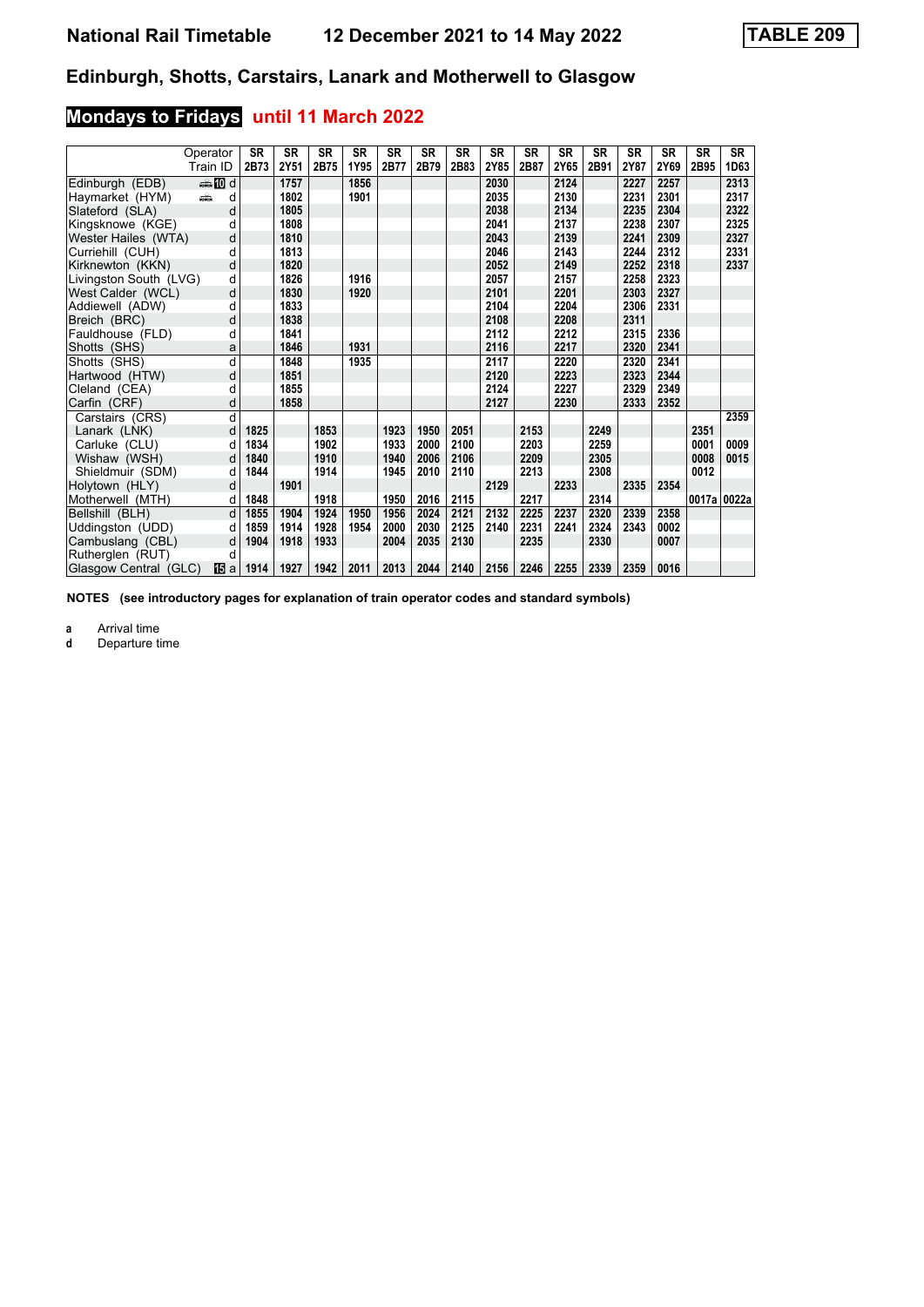# National Rail Timetable 12 December 2021 to 14 May 2022 TABLE 209

## Edinburgh, Shotts, Carstairs, Lanark and Motherwell to Glasgow

### Mondays to Fridays until 11 March 2022

| Operator | | SR | SR | SR | SR | SR | SR | SR | SR | SR | SR | SR | SR | SR | SR | SR |
|---|---|---|---|---|---|---|---|---|---|---|---|---|---|---|---|---|
| Train ID | | 2B73 | 2Y51 | 2B75 | 1Y95 | 2B77 | 2B79 | 2B83 | 2Y85 | 2B87 | 2Y65 | 2B91 | 2Y87 | 2Y69 | 2B95 | 1D63 |
| Edinburgh (EDB) | 10 d | | 1757 | | 1856 | | | | 2030 | | 2124 | | 2227 | 2257 | | 2313 |
| Haymarket (HYM) | d | | 1802 | | 1901 | | | | 2035 | | 2130 | | 2231 | 2301 | | 2317 |
| Slateford (SLA) | d | | 1805 | | | | | | 2038 | | 2134 | | 2235 | 2304 | | 2322 |
| Kingsknowe (KGE) | d | | 1808 | | | | | | 2041 | | 2137 | | 2238 | 2307 | | 2325 |
| Wester Hailes (WTA) | d | | 1810 | | | | | | 2043 | | 2139 | | 2241 | 2309 | | 2327 |
| Curriehill (CUH) | d | | 1813 | | | | | | 2046 | | 2143 | | 2244 | 2312 | | 2331 |
| Kirknewton (KKN) | d | | 1820 | | | | | | 2052 | | 2149 | | 2252 | 2318 | | 2337 |
| Livingston South (LVG) | d | | 1826 | | 1916 | | | | 2057 | | 2157 | | 2258 | 2323 | | |
| West Calder (WCL) | d | | 1830 | | 1920 | | | | 2101 | | 2201 | | 2303 | 2327 | | |
| Addiewell (ADW) | d | | 1833 | | | | | | 2104 | | 2204 | | 2306 | 2331 | | |
| Breich (BRC) | d | | 1838 | | | | | | 2108 | | 2208 | | 2311 | | | |
| Fauldhouse (FLD) | d | | 1841 | | | | | | 2112 | | 2212 | | 2315 | 2336 | | |
| Shotts (SHS) | a | | 1846 | | 1931 | | | | 2116 | | 2217 | | 2320 | 2341 | | |
| Shotts (SHS) | d | | 1848 | | 1935 | | | | 2117 | | 2220 | | 2320 | 2341 | | |
| Hartwood (HTW) | d | | 1851 | | | | | | 2120 | | 2223 | | 2323 | 2344 | | |
| Cleland (CEA) | d | | 1855 | | | | | | 2124 | | 2227 | | 2329 | 2349 | | |
| Carfin (CRF) | d | | 1858 | | | | | | 2127 | | 2230 | | 2333 | 2352 | | |
| Carstairs (CRS) | d | | | | | | | | | | | | | | | 2359 |
| Lanark (LNK) | d | 1825 | | 1853 | | 1923 | 1950 | 2051 | | 2153 | | 2249 | | | 2351 | |
| Carluke (CLU) | d | 1834 | | 1902 | | 1933 | 2000 | 2100 | | 2203 | | 2259 | | | 0001 | 0009 |
| Wishaw (WSH) | d | 1840 | | 1910 | | 1940 | 2006 | 2106 | | 2209 | | 2305 | | | 0008 | 0015 |
| Shieldmuir (SDM) | d | 1844 | | 1914 | | 1945 | 2010 | 2110 | | 2213 | | 2308 | | | 0012 | |
| Holytown (HLY) | d | | 1901 | | | | | | 2129 | | 2233 | | 2335 | 2354 | | |
| Motherwell (MTH) | d | 1848 | | 1918 | | 1950 | 2016 | 2115 | | 2217 | | 2314 | | | 0017a | 0022a |
| Bellshill (BLH) | d | 1855 | 1904 | 1924 | 1950 | 1956 | 2024 | 2121 | 2132 | 2225 | 2237 | 2320 | 2339 | 2358 | | |
| Uddingston (UDD) | d | 1859 | 1914 | 1928 | 1954 | 2000 | 2030 | 2125 | 2140 | 2231 | 2241 | 2324 | 2343 | 0002 | | |
| Cambuslang (CBL) | d | 1904 | 1918 | 1933 | | 2004 | 2035 | 2130 | | 2235 | | 2330 | | 0007 | | |
| Rutherglen (RUT) | d | | | | | | | | | | | | | | | |
| Glasgow Central (GLC) | 15 a | 1914 | 1927 | 1942 | 2011 | 2013 | 2044 | 2140 | 2156 | 2246 | 2255 | 2339 | 2359 | 0016 | | |

**NOTES (see introductory pages for explanation of train operator codes and standard symbols)**

**a** Arrival time
**d** Departure time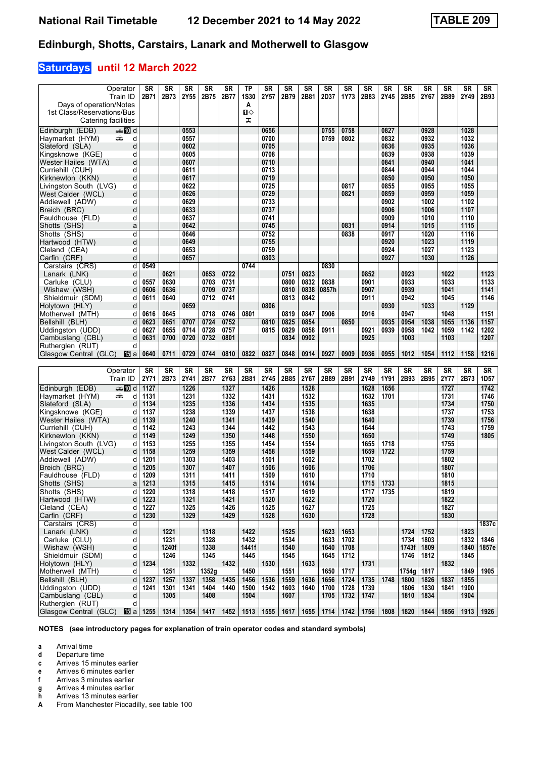# Edinburgh, Shotts, Carstairs, Lanark and Motherwell to Glasgow

**National Rail Timetable** — 12 December 2021 to 14 May 2022 — **TABLE 209**

## Saturdays until 12 March 2022

| Operator | | SR | SR | SR | SR | SR | TP | SR | SR | SR | SR | SR | SR | SR | SR | SR | SR | SR | SR |
|---|---|---|---|---|---|---|---|---|---|---|---|---|---|---|---|---|---|---|---|
| Train ID | | 2B71 | 2B73 | 2Y55 | 2B75 | 2B77 | 1S30 | 2Y57 | 2B79 | 2B81 | 2D37 | 1Y73 | 2B83 | 2Y45 | 2B85 | 2Y67 | 2B89 | 2Y49 | 2B93 |
| Days of operation/Notes | | | | | | | A | | | | | | | | | | | | |
| 1st Class/Reservations/Bus | | | | | | | ■◇ | | | | | | | | | | | | |
| Catering facilities | | | | | | | 🍴 | | | | | | | | | | | | |
| Edinburgh (EDB) | 10 d | | | 0553 | | | | 0656 | | | 0755 | 0758 | | 0827 | | 0928 | | 1028 | |
| Haymarket (HYM) | d | | | 0557 | | | | 0700 | | | 0759 | 0802 | | 0832 | | 0932 | | 1032 | |
| Slateford (SLA) | d | | | 0602 | | | | 0705 | | | | | | 0836 | | 0935 | | 1036 | |
| Kingsknowe (KGE) | d | | | 0605 | | | | 0708 | | | | | | 0839 | | 0938 | | 1039 | |
| Wester Hailes (WTA) | d | | | 0607 | | | | 0710 | | | | | | 0841 | | 0940 | | 1041 | |
| Curriehill (CUH) | d | | | 0611 | | | | 0713 | | | | | | 0844 | | 0944 | | 1044 | |
| Kirknewton (KKN) | d | | | 0617 | | | | 0719 | | | | | | 0850 | | 0950 | | 1050 | |
| Livingston South (LVG) | d | | | 0622 | | | | 0725 | | | | 0817 | | 0855 | | 0955 | | 1055 | |
| West Calder (WCL) | d | | | 0626 | | | | 0729 | | | | 0821 | | 0859 | | 0959 | | 1059 | |
| Addiewell (ADW) | d | | | 0629 | | | | 0733 | | | | | | 0902 | | 1002 | | 1102 | |
| Breich (BRC) | d | | | 0633 | | | | 0737 | | | | | | 0906 | | 1006 | | 1107 | |
| Fauldhouse (FLD) | d | | | 0637 | | | | 0741 | | | | | | 0909 | | 1010 | | 1110 | |
| Shotts (SHS) | a | | | 0642 | | | | 0745 | | | | 0831 | | 0914 | | 1015 | | 1115 | |
| Shotts (SHS) | d | | | 0646 | | | | 0752 | | | | 0838 | | 0917 | | 1020 | | 1116 | |
| Hartwood (HTW) | d | | | 0649 | | | | 0755 | | | | | | 0920 | | 1023 | | 1119 | |
| Cleland (CEA) | d | | | 0653 | | | | 0759 | | | | | | 0924 | | 1027 | | 1123 | |
| Carfin (CRF) | d | | | 0657 | | | | 0803 | | | | | | 0927 | | 1030 | | 1126 | |
| Carstairs (CRS) | d | 0549 | | | | | 0744 | | | | 0830 | | | | | | | | |
| Lanark (LNK) | d | | 0621 | | 0653 | 0722 | | | 0751 | 0823 | | | 0852 | | 0923 | | 1022 | | 1123 |
| Carluke (CLU) | d | 0557 | 0630 | | 0703 | 0731 | | | 0800 | 0832 | 0838 | | 0901 | | 0933 | | 1033 | | 1133 |
| Wishaw (WSH) | d | 0606 | 0636 | | 0709 | 0737 | | | 0810 | 0838 | 0857h | | 0907 | | 0939 | | 1041 | | 1141 |
| Shieldmuir (SDM) | d | 0611 | 0640 | | 0712 | 0741 | | | 0813 | 0842 | | | 0911 | | 0942 | | 1045 | | 1146 |
| Holytown (HLY) | d | | | 0659 | | | | 0806 | | | | | | 0930 | | 1033 | | 1129 | |
| Motherwell (MTH) | d | 0616 | 0645 | | 0718 | 0746 | 0801 | | 0819 | 0847 | 0906 | | 0916 | | 0947 | | 1048 | | 1151 |
| Bellshill (BLH) | d | 0623 | 0651 | 0707 | 0724 | 0752 | | 0810 | 0825 | 0854 | | 0850 | | 0935 | 0954 | 1038 | 1055 | 1136 | 1157 |
| Uddingston (UDD) | d | 0627 | 0655 | 0714 | 0728 | 0757 | | 0815 | 0829 | 0858 | 0911 | | 0921 | 0939 | 0958 | 1042 | 1059 | 1142 | 1202 |
| Cambuslang (CBL) | d | 0631 | 0700 | 0720 | 0732 | 0801 | | | 0834 | 0902 | | | 0925 | | 1003 | | 1103 | | 1207 |
| Rutherglen (RUT) | d | | | | | | | | | | | | | | | | | | |
| Glasgow Central (GLC) | 15 a | 0640 | 0711 | 0729 | 0744 | 0810 | 0822 | 0827 | 0848 | 0914 | 0927 | 0909 | 0936 | 0955 | 1012 | 1054 | 1112 | 1158 | 1216 |

| Operator | | SR | SR | SR | SR | SR | SR | SR | SR | SR | SR | SR | SR | SR | SR | SR | SR | SR | SR |
|---|---|---|---|---|---|---|---|---|---|---|---|---|---|---|---|---|---|---|---|
| Train ID | | 2Y71 | 2B73 | 2Y41 | 2B77 | 2Y63 | 2B81 | 2Y45 | 2B85 | 2Y67 | 2B89 | 2B91 | 2Y49 | 1Y91 | 2B93 | 2B95 | 2Y77 | 2B73 | 1D57 |
| Edinburgh (EDB) | 10 d | 1127 | | 1226 | | 1327 | | 1426 | | 1528 | | | 1628 | 1656 | | | 1727 | | 1742 |
| Haymarket (HYM) | d | 1131 | | 1231 | | 1332 | | 1431 | | 1532 | | | 1632 | 1701 | | | 1731 | | 1746 |
| Slateford (SLA) | d | 1134 | | 1235 | | 1336 | | 1434 | | 1535 | | | 1635 | | | | 1734 | | 1750 |
| Kingsknowe (KGE) | d | 1137 | | 1238 | | 1339 | | 1437 | | 1538 | | | 1638 | | | | 1737 | | 1753 |
| Wester Hailes (WTA) | d | 1139 | | 1240 | | 1341 | | 1439 | | 1540 | | | 1640 | | | | 1739 | | 1756 |
| Curriehill (CUH) | d | 1142 | | 1243 | | 1344 | | 1442 | | 1543 | | | 1644 | | | | 1743 | | 1759 |
| Kirknewton (KKN) | d | 1149 | | 1249 | | 1350 | | 1448 | | 1550 | | | 1650 | | | | 1749 | | 1805 |
| Livingston South (LVG) | d | 1153 | | 1255 | | 1355 | | 1454 | | 1554 | | | 1655 | 1718 | | | 1755 | | |
| West Calder (WCL) | d | 1158 | | 1259 | | 1359 | | 1458 | | 1559 | | | 1659 | 1722 | | | 1759 | | |
| Addiewell (ADW) | d | 1201 | | 1303 | | 1403 | | 1501 | | 1602 | | | 1702 | | | | 1802 | | |
| Breich (BRC) | d | 1205 | | 1307 | | 1407 | | 1506 | | 1606 | | | 1706 | | | | 1807 | | |
| Fauldhouse (FLD) | d | 1209 | | 1311 | | 1411 | | 1509 | | 1610 | | | 1710 | | | | 1810 | | |
| Shotts (SHS) | a | 1213 | | 1315 | | 1415 | | 1514 | | 1614 | | | 1715 | 1733 | | | 1815 | | |
| Shotts (SHS) | d | 1220 | | 1318 | | 1418 | | 1517 | | 1619 | | | 1717 | 1735 | | | 1819 | | |
| Hartwood (HTW) | d | 1223 | | 1321 | | 1421 | | 1520 | | 1622 | | | 1720 | | | | 1822 | | |
| Cleland (CEA) | d | 1227 | | 1325 | | 1426 | | 1525 | | 1627 | | | 1725 | | | | 1827 | | |
| Carfin (CRF) | d | 1230 | | 1329 | | 1429 | | 1528 | | 1630 | | | 1728 | | | | 1830 | | |
| Carstairs (CRS) | d | | | | | | | | | | | | | | | | | | 1837c |
| Lanark (LNK) | d | | 1221 | | 1318 | | 1422 | | 1525 | | 1623 | 1653 | | | 1724 | 1752 | | 1823 | |
| Carluke (CLU) | d | | 1231 | | 1328 | | 1432 | | 1534 | | 1633 | 1702 | | | 1734 | 1803 | | 1832 | 1846 |
| Wishaw (WSH) | d | | 1240f | | 1338 | | 1441f | | 1540 | | 1640 | 1708 | | | 1743f | 1809 | | 1840 | 1857e |
| Shieldmuir (SDM) | d | | 1246 | | 1345 | | 1445 | | 1545 | | 1645 | 1712 | | | 1746 | 1812 | | 1845 | |
| Holytown (HLY) | d | 1234 | | 1332 | | 1432 | | 1530 | | 1633 | | | 1731 | | | | 1832 | | |
| Motherwell (MTH) | d | | 1251 | | 1352g | | 1450 | | 1551 | | 1650 | 1717 | | | 1754g | 1817 | | 1849 | 1905 |
| Bellshill (BLH) | d | 1237 | 1257 | 1337 | 1358 | 1435 | 1456 | 1536 | 1559 | 1636 | 1656 | 1724 | 1735 | 1748 | 1800 | 1826 | 1837 | 1855 | |
| Uddingston (UDD) | d | 1241 | 1301 | 1341 | 1404 | 1440 | 1500 | 1542 | 1603 | 1640 | 1700 | 1728 | 1739 | | 1806 | 1830 | 1841 | 1900 | |
| Cambuslang (CBL) | d | | 1305 | | 1408 | | 1504 | | 1607 | | 1705 | 1732 | 1747 | | 1810 | 1834 | | 1904 | |
| Rutherglen (RUT) | d | | | | | | | | | | | | | | | | | | |
| Glasgow Central (GLC) | 15 a | 1255 | 1314 | 1354 | 1417 | 1452 | 1513 | 1555 | 1617 | 1655 | 1714 | 1742 | 1756 | 1808 | 1820 | 1844 | 1856 | 1913 | 1926 |

**NOTES (see introductory pages for explanation of train operator codes and standard symbols)**

- **a** Arrival time
- **d** Departure time
- **c** Arrives 15 minutes earlier
- **e** Arrives 6 minutes earlier
- **f** Arrives 3 minutes earlier
- **g** Arrives 4 minutes earlier
- **h** Arrives 13 minutes earlier
- **A** From Manchester Piccadilly, see table 100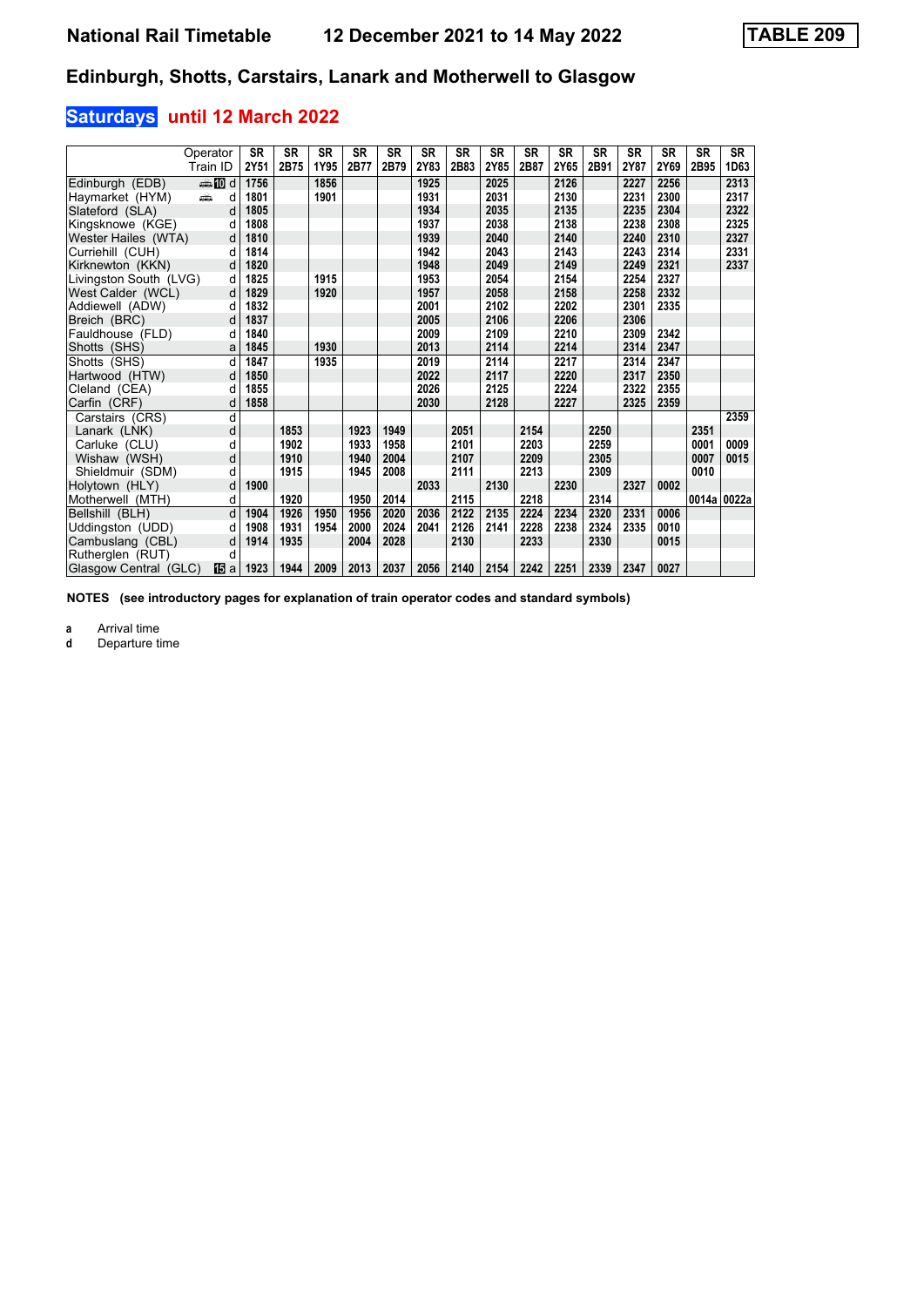**National Rail Timetable** **12 December 2021 to 14 May 2022** **TABLE 209**

## Edinburgh, Shotts, Carstairs, Lanark and Motherwell to Glasgow

### Saturdays until 12 March 2022

| Operator | | SR | SR | SR | SR | SR | SR | SR | SR | SR | SR | SR | SR | SR | SR | SR |
|---|---|---|---|---|---|---|---|---|---|---|---|---|---|---|---|---|
| Train ID | | 2Y51 | 2B75 | 1Y95 | 2B77 | 2B79 | 2Y83 | 2B83 | 2Y85 | 2B87 | 2Y65 | 2B91 | 2Y87 | 2Y69 | 2B95 | 1D63 |
| Edinburgh (EDB) | d | 1756 | | 1856 | | | 1925 | | 2025 | | 2126 | | 2227 | 2256 | | 2313 |
| Haymarket (HYM) | d | 1801 | | 1901 | | | 1931 | | 2031 | | 2130 | | 2231 | 2300 | | 2317 |
| Slateford (SLA) | d | 1805 | | | | | 1934 | | 2035 | | 2135 | | 2235 | 2304 | | 2322 |
| Kingsknowe (KGE) | d | 1808 | | | | | 1937 | | 2038 | | 2138 | | 2238 | 2308 | | 2325 |
| Wester Hailes (WTA) | d | 1810 | | | | | 1939 | | 2040 | | 2140 | | 2240 | 2310 | | 2327 |
| Curriehill (CUH) | d | 1814 | | | | | 1942 | | 2043 | | 2143 | | 2243 | 2314 | | 2331 |
| Kirknewton (KKN) | d | 1820 | | | | | 1948 | | 2049 | | 2149 | | 2249 | 2321 | | 2337 |
| Livingston South (LVG) | d | 1825 | | 1915 | | | 1953 | | 2054 | | 2154 | | 2254 | 2327 | | |
| West Calder (WCL) | d | 1829 | | 1920 | | | 1957 | | 2058 | | 2158 | | 2258 | 2332 | | |
| Addiewell (ADW) | d | 1832 | | | | | 2001 | | 2102 | | 2202 | | 2301 | 2335 | | |
| Breich (BRC) | d | 1837 | | | | | 2005 | | 2106 | | 2206 | | 2306 | | | |
| Fauldhouse (FLD) | d | 1840 | | | | | 2009 | | 2109 | | 2210 | | 2309 | 2342 | | |
| Shotts (SHS) | a | 1845 | | 1930 | | | 2013 | | 2114 | | 2214 | | 2314 | 2347 | | |
| Shotts (SHS) | d | 1847 | | 1935 | | | 2019 | | 2114 | | 2217 | | 2314 | 2347 | | |
| Hartwood (HTW) | d | 1850 | | | | | 2022 | | 2117 | | 2220 | | 2317 | 2350 | | |
| Cleland (CEA) | d | 1855 | | | | | 2026 | | 2125 | | 2224 | | 2322 | 2355 | | |
| Carfin (CRF) | d | 1858 | | | | | 2030 | | 2128 | | 2227 | | 2325 | 2359 | | |
| Carstairs (CRS) | d | | | | | | | | | | | | | | | 2359 |
| Lanark (LNK) | d | | 1853 | | 1923 | 1949 | | 2051 | | 2154 | | 2250 | | | 2351 | |
| Carluke (CLU) | d | | 1902 | | 1933 | 1958 | | 2101 | | 2203 | | 2259 | | | 0001 | 0009 |
| Wishaw (WSH) | d | | 1910 | | 1940 | 2004 | | 2107 | | 2209 | | 2305 | | | 0007 | 0015 |
| Shieldmuir (SDM) | d | | 1915 | | 1945 | 2008 | | 2111 | | 2213 | | 2309 | | | 0010 | |
| Holytown (HLY) | d | 1900 | | | | | 2033 | | 2130 | | 2230 | | 2327 | 0002 | | |
| Motherwell (MTH) | d | | 1920 | | 1950 | 2014 | | 2115 | | 2218 | | 2314 | | | 0014a | 0022a |
| Bellshill (BLH) | d | 1904 | 1926 | 1950 | 1956 | 2020 | 2036 | 2122 | 2135 | 2224 | 2234 | 2320 | 2331 | 0006 | | |
| Uddingston (UDD) | d | 1908 | 1931 | 1954 | 2000 | 2024 | 2041 | 2126 | 2141 | 2228 | 2238 | 2324 | 2335 | 0010 | | |
| Cambuslang (CBL) | d | 1914 | 1935 | | 2004 | 2028 | | 2130 | | 2233 | | 2330 | | 0015 | | |
| Rutherglen (RUT) | d | | | | | | | | | | | | | | | |
| Glasgow Central (GLC) | a | 1923 | 1944 | 2009 | 2013 | 2037 | 2056 | 2140 | 2154 | 2242 | 2251 | 2339 | 2347 | 0027 | | |

**NOTES (see introductory pages for explanation of train operator codes and standard symbols)**

**a** Arrival time
**d** Departure time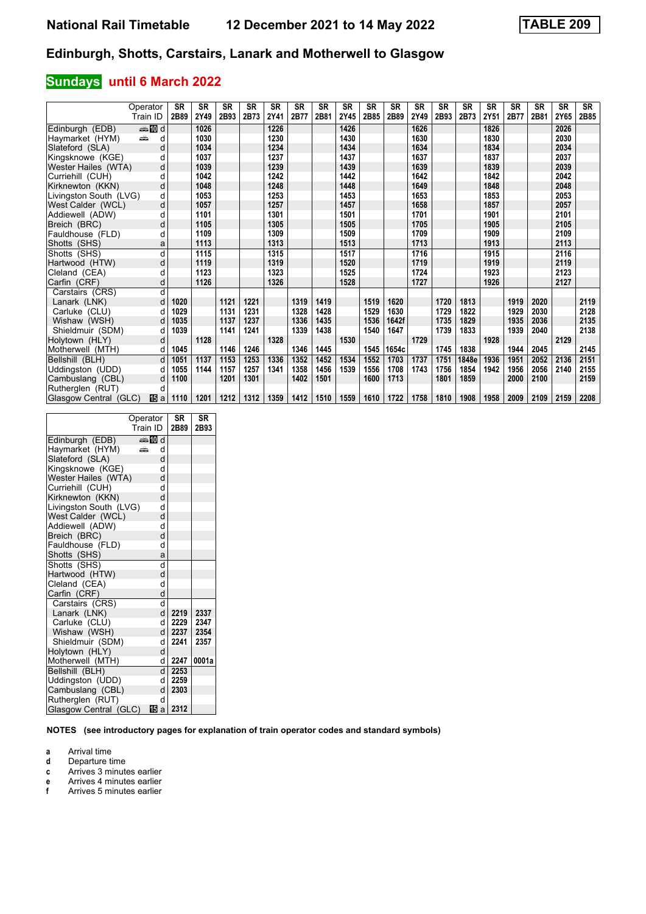# National Rail Timetable — 12 December 2021 to 14 May 2022 — TABLE 209

## Edinburgh, Shotts, Carstairs, Lanark and Motherwell to Glasgow

### Sundays until 6 March 2022

| Operator | | SR | SR | SR | SR | SR | SR | SR | SR | SR | SR | SR | SR | SR | SR | SR | SR | SR | SR | SR | SR |
|---|---|---|---|---|---|---|---|---|---|---|---|---|---|---|---|---|---|---|---|---|---|
| Train ID | | 2B89 | 2Y49 | 2B93 | 2B73 | 2Y41 | 2B77 | 2B81 | 2Y45 | 2B85 | 2B89 | 2Y49 | 2B93 | 2B73 | 2Y51 | 2B77 | 2B81 | 2Y65 | 2B85 | 2B89 | 2B93 |
| Edinburgh (EDB) | d | | 1026 | | | 1226 | | | 1426 | | | 1626 | | | 1826 | | | 2026 | | | |
| Haymarket (HYM) | d | | 1030 | | | 1230 | | | 1430 | | | 1630 | | | 1830 | | | 2030 | | | |
| Slateford (SLA) | d | | 1034 | | | 1234 | | | 1434 | | | 1634 | | | 1834 | | | 2034 | | | |
| Kingsknowe (KGE) | d | | 1037 | | | 1237 | | | 1437 | | | 1637 | | | 1837 | | | 2037 | | | |
| Wester Hailes (WTA) | d | | 1039 | | | 1239 | | | 1439 | | | 1639 | | | 1839 | | | 2039 | | | |
| Curriehill (CUH) | d | | 1042 | | | 1242 | | | 1442 | | | 1642 | | | 1842 | | | 2042 | | | |
| Kirknewton (KKN) | d | | 1048 | | | 1248 | | | 1448 | | | 1649 | | | 1848 | | | 2048 | | | |
| Livingston South (LVG) | d | | 1053 | | | 1253 | | | 1453 | | | 1653 | | | 1853 | | | 2053 | | | |
| West Calder (WCL) | d | | 1057 | | | 1257 | | | 1457 | | | 1658 | | | 1857 | | | 2057 | | | |
| Addiewell (ADW) | d | | 1101 | | | 1301 | | | 1501 | | | 1701 | | | 1901 | | | 2101 | | | |
| Breich (BRC) | d | | 1105 | | | 1305 | | | 1505 | | | 1705 | | | 1905 | | | 2105 | | | |
| Fauldhouse (FLD) | d | | 1109 | | | 1309 | | | 1509 | | | 1709 | | | 1909 | | | 2109 | | | |
| Shotts (SHS) | a | | 1113 | | | 1313 | | | 1513 | | | 1713 | | | 1913 | | | 2113 | | | |
| Shotts (SHS) | d | | 1115 | | | 1315 | | | 1517 | | | 1716 | | | 1915 | | | 2116 | | | |
| Hartwood (HTW) | d | | 1119 | | | 1319 | | | 1520 | | | 1719 | | | 1919 | | | 2119 | | | |
| Cleland (CEA) | d | | 1123 | | | 1323 | | | 1525 | | | 1724 | | | 1923 | | | 2123 | | | |
| Carfin (CRF) | d | | 1126 | | | 1326 | | | 1528 | | | 1727 | | | 1926 | | | 2127 | | | |
| Carstairs (CRS) | d | | | | | | | | | | | | | | | | | | | | |
| Lanark (LNK) | d | 1020 | | 1121 | 1221 | | 1319 | 1419 | | 1519 | 1620 | | 1720 | 1813 | | 1919 | 2020 | | 2119 | 2219 | 2337 |
| Carluke (CLU) | d | 1029 | | 1131 | 1231 | | 1328 | 1428 | | 1529 | 1630 | | 1729 | 1822 | | 1929 | 2030 | | 2128 | 2229 | 2347 |
| Wishaw (WSH) | d | 1035 | | 1137 | 1237 | | 1336 | 1435 | | 1536 | 1642f | | 1735 | 1829 | | 1935 | 2036 | | 2135 | 2237 | 2354 |
| Shieldmuir (SDM) | d | 1039 | | 1141 | 1241 | | 1339 | 1438 | | 1540 | 1647 | | 1739 | 1833 | | 1939 | 2040 | | 2138 | 2241 | 2357 |
| Holytown (HLY) | d | | 1128 | | | 1328 | | | 1530 | | | 1729 | | | 1928 | | | 2129 | | | |
| Motherwell (MTH) | d | 1045 | | 1146 | 1246 | | 1346 | 1445 | | 1545 | 1654c | | 1745 | 1838 | | 1944 | 2045 | | 2145 | 2247 | 0001a |
| Bellshill (BLH) | d | 1051 | 1137 | 1153 | 1253 | 1336 | 1352 | 1452 | 1534 | 1552 | 1703 | 1737 | 1751 | 1848e | 1936 | 1951 | 2052 | 2136 | 2151 | 2253 | |
| Uddingston (UDD) | d | 1055 | 1144 | 1157 | 1257 | 1341 | 1358 | 1456 | 1539 | 1556 | 1708 | 1743 | 1756 | 1854 | 1942 | 1956 | 2056 | 2140 | 2155 | 2259 | |
| Cambuslang (CBL) | d | 1100 | | 1201 | 1301 | | 1402 | 1501 | | 1600 | 1713 | | 1801 | 1859 | | 2000 | 2100 | | 2159 | 2303 | |
| Rutherglen (RUT) | d | | | | | | | | | | | | | | | | | | | | |
| Glasgow Central (GLC) | a | 1110 | 1201 | 1212 | 1312 | 1359 | 1412 | 1510 | 1559 | 1610 | 1722 | 1758 | 1810 | 1908 | 1958 | 2009 | 2109 | 2159 | 2208 | 2312 | |

**NOTES (see introductory pages for explanation of train operator codes and standard symbols)**

- **a** Arrival time
- **d** Departure time
- **c** Arrives 3 minutes earlier
- **e** Arrives 4 minutes earlier
- **f** Arrives 5 minutes earlier